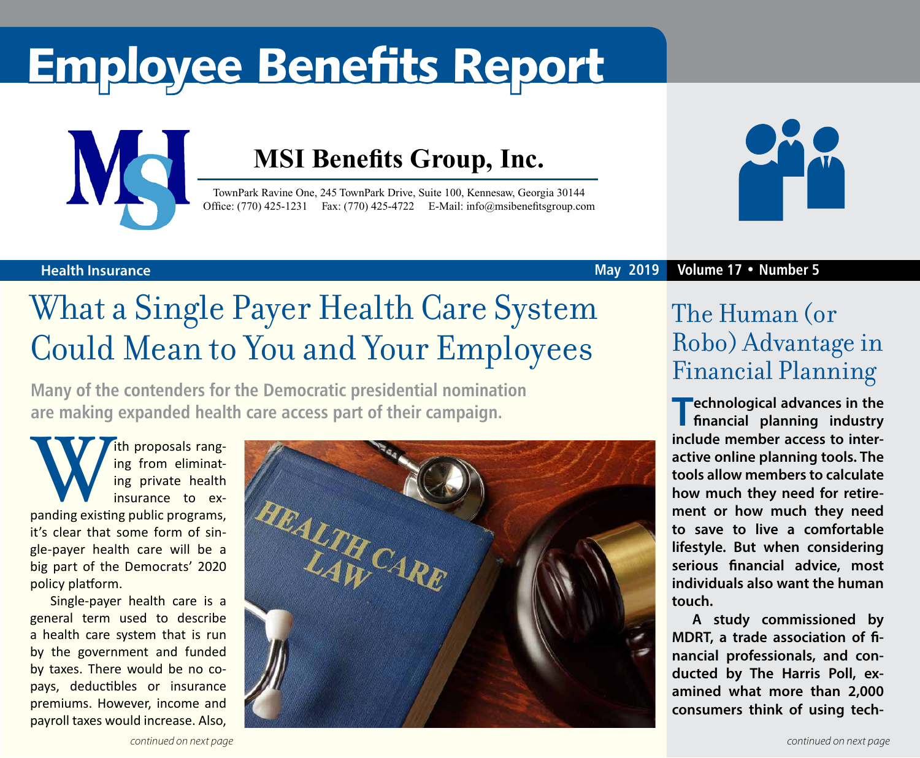# Employee Benefits Report

## MSI Benefits Group, Inc.

TownPark Ravine One, 245 TownPark Drive, Suite 100, Kennesaw, Georgia 30144
Office: (770) 425-1231 Fax: (770) 425-4722 E-Mail: info@msibenefitsgroup.com

**Health Insurance** **May 2019** **Volume 17 • Number 5**

## What a Single Payer Health Care System Could Mean to You and Your Employees

**Many of the contenders for the Democratic presidential nomination are making expanded health care access part of their campaign.**

With proposals ranging from eliminating private health insurance to expanding existing public programs, it's clear that some form of single-payer health care will be a big part of the Democrats' 2020 policy platform.

Single-payer health care is a general term used to describe a health care system that is run by the government and funded by taxes. There would be no copays, deductibles or insurance premiums. However, income and payroll taxes would increase. Also,

*continued on next page*

## The Human (or Robo) Advantage in Financial Planning

**Technological advances in the financial planning industry include member access to interactive online planning tools. The tools allow members to calculate how much they need for retirement or how much they need to save to live a comfortable lifestyle. But when considering serious financial advice, most individuals also want the human touch.**

**A study commissioned by MDRT, a trade association of financial professionals, and conducted by The Harris Poll, examined what more than 2,000 consumers think of using tech-**

*continued on next page*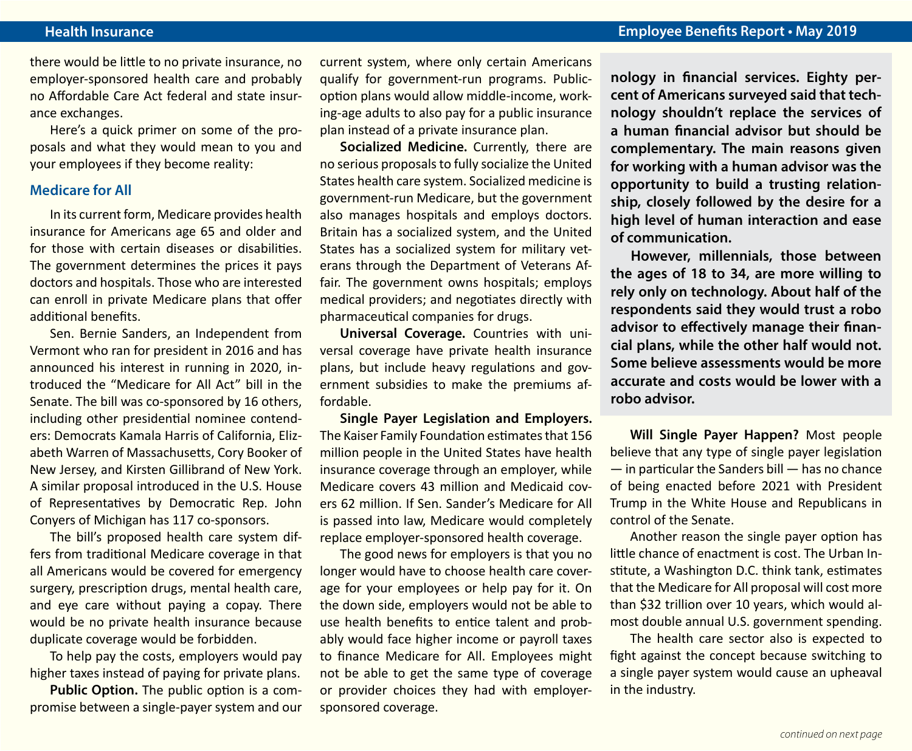there would be little to no private insurance, no employer-sponsored health care and probably no Affordable Care Act federal and state insurance exchanges.

Here's a quick primer on some of the proposals and what they would mean to you and your employees if they become reality:

## Medicare for All

In its current form, Medicare provides health insurance for Americans age 65 and older and for those with certain diseases or disabilities. The government determines the prices it pays doctors and hospitals. Those who are interested can enroll in private Medicare plans that offer additional benefits.

Sen. Bernie Sanders, an Independent from Vermont who ran for president in 2016 and has announced his interest in running in 2020, introduced the "Medicare for All Act" bill in the Senate. The bill was co-sponsored by 16 others, including other presidential nominee contenders: Democrats Kamala Harris of California, Elizabeth Warren of Massachusetts, Cory Booker of New Jersey, and Kirsten Gillibrand of New York. A similar proposal introduced in the U.S. House of Representatives by Democratic Rep. John Conyers of Michigan has 117 co-sponsors.

The bill's proposed health care system differs from traditional Medicare coverage in that all Americans would be covered for emergency surgery, prescription drugs, mental health care, and eye care without paying a copay. There would be no private health insurance because duplicate coverage would be forbidden.

To help pay the costs, employers would pay higher taxes instead of paying for private plans.

**Public Option.** The public option is a compromise between a single-payer system and our current system, where only certain Americans qualify for government-run programs. Public-option plans would allow middle-income, working-age adults to also pay for a public insurance plan instead of a private insurance plan.

**Socialized Medicine.** Currently, there are no serious proposals to fully socialize the United States health care system. Socialized medicine is government-run Medicare, but the government also manages hospitals and employs doctors. Britain has a socialized system, and the United States has a socialized system for military veterans through the Department of Veterans Affair. The government owns hospitals; employs medical providers; and negotiates directly with pharmaceutical companies for drugs.

**Universal Coverage.** Countries with universal coverage have private health insurance plans, but include heavy regulations and government subsidies to make the premiums affordable.

**Single Payer Legislation and Employers.** The Kaiser Family Foundation estimates that 156 million people in the United States have health insurance coverage through an employer, while Medicare covers 43 million and Medicaid covers 62 million. If Sen. Sander's Medicare for All is passed into law, Medicare would completely replace employer-sponsored health coverage.

The good news for employers is that you no longer would have to choose health care coverage for your employees or help pay for it. On the down side, employers would not be able to use health benefits to entice talent and probably would face higher income or payroll taxes to finance Medicare for All. Employees might not be able to get the same type of coverage or provider choices they had with employer-sponsored coverage.

**nology in financial services. Eighty percent of Americans surveyed said that technology shouldn't replace the services of a human financial advisor but should be complementary. The main reasons given for working with a human advisor was the opportunity to build a trusting relationship, closely followed by the desire for a high level of human interaction and ease of communication.**

**However, millennials, those between the ages of 18 to 34, are more willing to rely only on technology. About half of the respondents said they would trust a robo advisor to effectively manage their financial plans, while the other half would not. Some believe assessments would be more accurate and costs would be lower with a robo advisor.**

**Will Single Payer Happen?** Most people believe that any type of single payer legislation — in particular the Sanders bill — has no chance of being enacted before 2021 with President Trump in the White House and Republicans in control of the Senate.

Another reason the single payer option has little chance of enactment is cost. The Urban Institute, a Washington D.C. think tank, estimates that the Medicare for All proposal will cost more than $32 trillion over 10 years, which would almost double annual U.S. government spending.

The health care sector also is expected to fight against the concept because switching to a single payer system would cause an upheaval in the industry.

*continued on next page*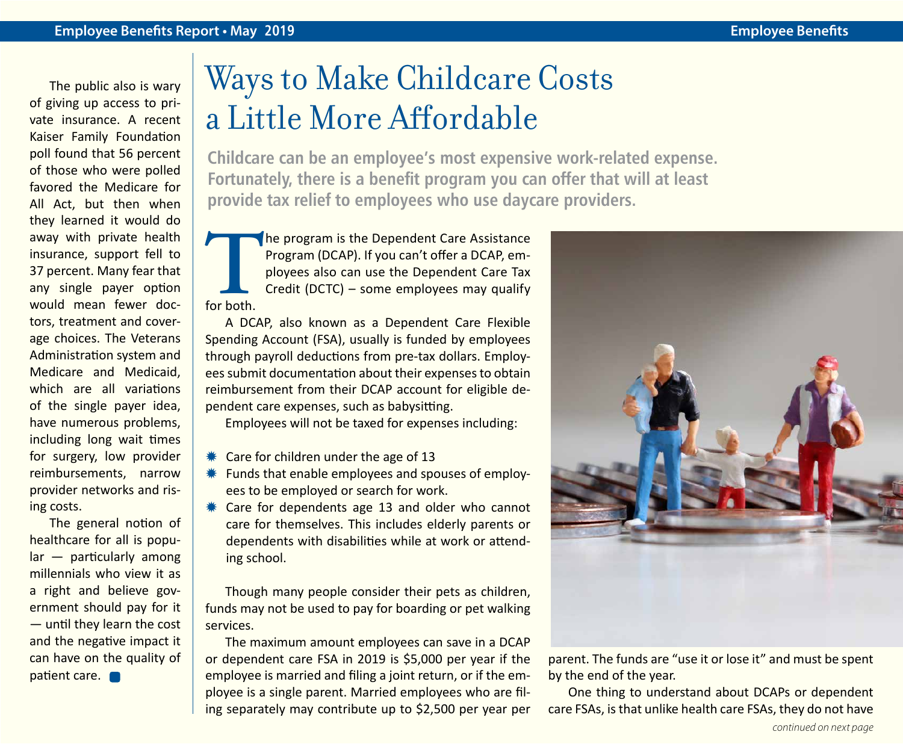The public also is wary of giving up access to private insurance. A recent Kaiser Family Foundation poll found that 56 percent of those who were polled favored the Medicare for All Act, but then when they learned it would do away with private health insurance, support fell to 37 percent. Many fear that any single payer option would mean fewer doctors, treatment and coverage choices. The Veterans Administration system and Medicare and Medicaid, which are all variations of the single payer idea, have numerous problems, including long wait times for surgery, low provider reimbursements, narrow provider networks and rising costs.

The general notion of healthcare for all is popular — particularly among millennials who view it as a right and believe government should pay for it — until they learn the cost and the negative impact it can have on the quality of patient care.

# Ways to Make Childcare Costs a Little More Affordable

**Childcare can be an employee's most expensive work-related expense. Fortunately, there is a benefit program you can offer that will at least provide tax relief to employees who use daycare providers.**

The program is the Dependent Care Assistance Program (DCAP). If you can't offer a DCAP, employees also can use the Dependent Care Tax Credit (DCTC) – some employees may qualify for both.

A DCAP, also known as a Dependent Care Flexible Spending Account (FSA), usually is funded by employees through payroll deductions from pre-tax dollars. Employees submit documentation about their expenses to obtain reimbursement from their DCAP account for eligible dependent care expenses, such as babysitting.

Employees will not be taxed for expenses including:

- Care for children under the age of 13
- Funds that enable employees and spouses of employees to be employed or search for work.
- Care for dependents age 13 and older who cannot care for themselves. This includes elderly parents or dependents with disabilities while at work or attending school.

Though many people consider their pets as children, funds may not be used to pay for boarding or pet walking services.

The maximum amount employees can save in a DCAP or dependent care FSA in 2019 is $5,000 per year if the employee is married and filing a joint return, or if the employee is a single parent. Married employees who are filing separately may contribute up to $2,500 per year per parent. The funds are "use it or lose it" and must be spent by the end of the year.

One thing to understand about DCAPs or dependent care FSAs, is that unlike health care FSAs, they do not have

*continued on next page*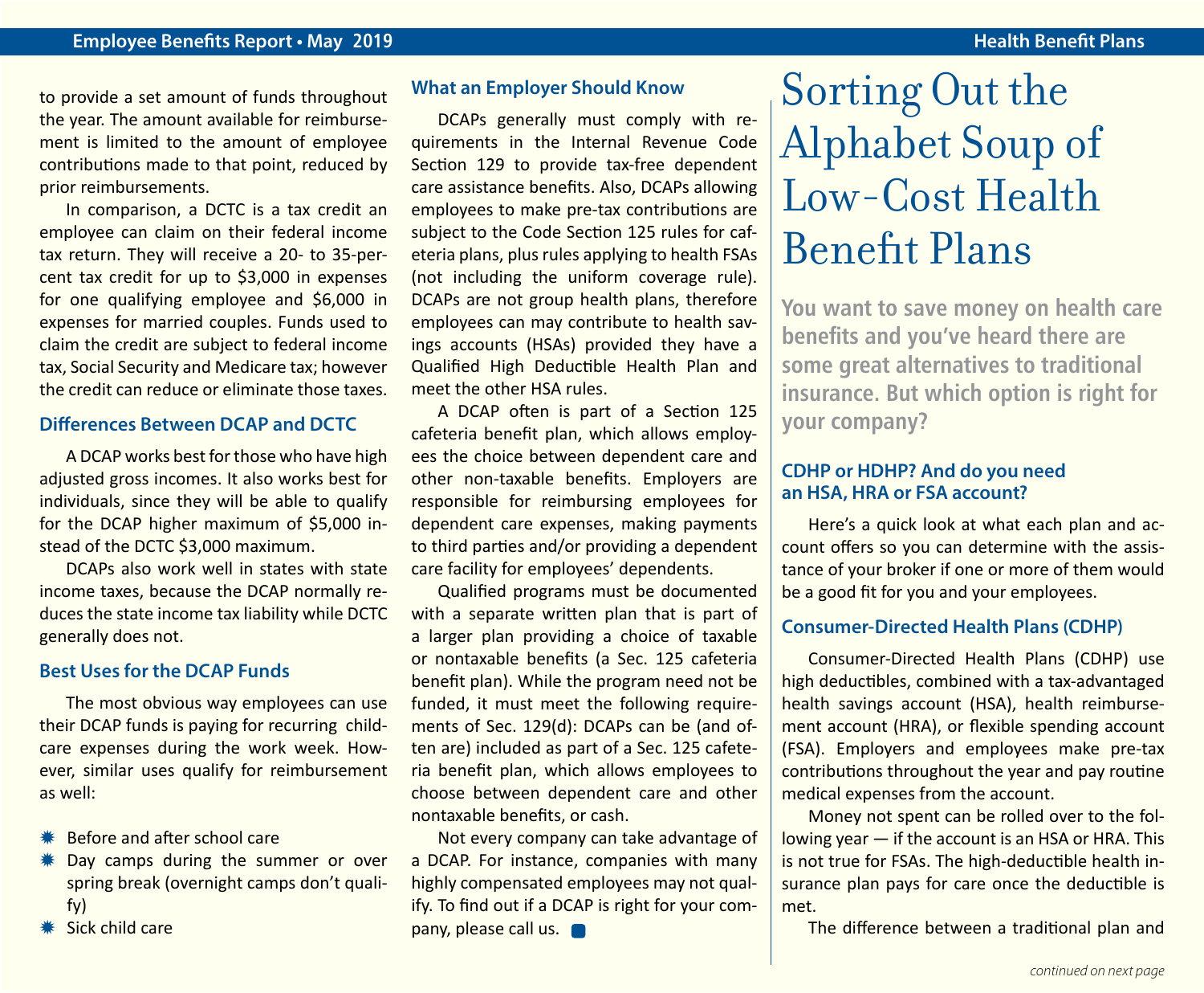to provide a set amount of funds throughout the year. The amount available for reimbursement is limited to the amount of employee contributions made to that point, reduced by prior reimbursements.

In comparison, a DCTC is a tax credit an employee can claim on their federal income tax return. They will receive a 20- to 35-percent tax credit for up to $3,000 in expenses for one qualifying employee and $6,000 in expenses for married couples. Funds used to claim the credit are subject to federal income tax, Social Security and Medicare tax; however the credit can reduce or eliminate those taxes.

### Differences Between DCAP and DCTC

A DCAP works best for those who have high adjusted gross incomes. It also works best for individuals, since they will be able to qualify for the DCAP higher maximum of $5,000 instead of the DCTC $3,000 maximum.

DCAPs also work well in states with state income taxes, because the DCAP normally reduces the state income tax liability while DCTC generally does not.

### Best Uses for the DCAP Funds

The most obvious way employees can use their DCAP funds is paying for recurring childcare expenses during the work week. However, similar uses qualify for reimbursement as well:

- Before and after school care
- Day camps during the summer or over spring break (overnight camps don't qualify)
- Sick child care

### What an Employer Should Know

DCAPs generally must comply with requirements in the Internal Revenue Code Section 129 to provide tax-free dependent care assistance benefits. Also, DCAPs allowing employees to make pre-tax contributions are subject to the Code Section 125 rules for cafeteria plans, plus rules applying to health FSAs (not including the uniform coverage rule). DCAPs are not group health plans, therefore employees can may contribute to health savings accounts (HSAs) provided they have a Qualified High Deductible Health Plan and meet the other HSA rules.

A DCAP often is part of a Section 125 cafeteria benefit plan, which allows employees the choice between dependent care and other non-taxable benefits. Employers are responsible for reimbursing employees for dependent care expenses, making payments to third parties and/or providing a dependent care facility for employees' dependents.

Qualified programs must be documented with a separate written plan that is part of a larger plan providing a choice of taxable or nontaxable benefits (a Sec. 125 cafeteria benefit plan). While the program need not be funded, it must meet the following requirements of Sec. 129(d): DCAPs can be (and often are) included as part of a Sec. 125 cafeteria benefit plan, which allows employees to choose between dependent care and other nontaxable benefits, or cash.

Not every company can take advantage of a DCAP. For instance, companies with many highly compensated employees may not qualify. To find out if a DCAP is right for your company, please call us.

# Sorting Out the Alphabet Soup of Low-Cost Health Benefit Plans

**You want to save money on health care benefits and you've heard there are some great alternatives to traditional insurance. But which option is right for your company?**

### CDHP or HDHP? And do you need an HSA, HRA or FSA account?

Here's a quick look at what each plan and account offers so you can determine with the assistance of your broker if one or more of them would be a good fit for you and your employees.

### Consumer-Directed Health Plans (CDHP)

Consumer-Directed Health Plans (CDHP) use high deductibles, combined with a tax-advantaged health savings account (HSA), health reimbursement account (HRA), or flexible spending account (FSA). Employers and employees make pre-tax contributions throughout the year and pay routine medical expenses from the account.

Money not spent can be rolled over to the following year — if the account is an HSA or HRA. This is not true for FSAs. The high-deductible health insurance plan pays for care once the deductible is met.

The difference between a traditional plan and

*continued on next page*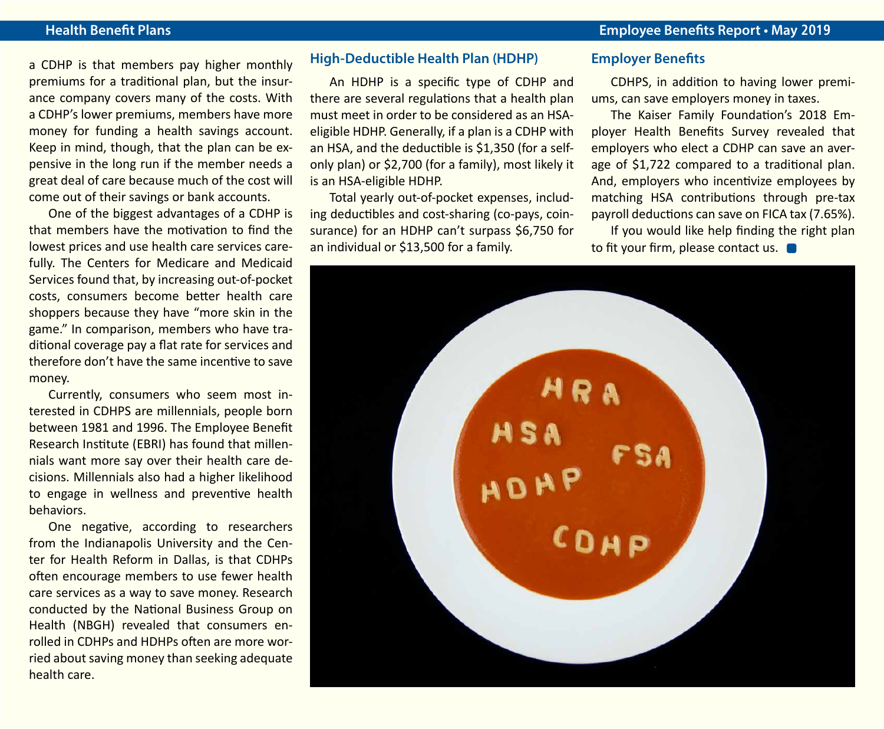a CDHP is that members pay higher monthly premiums for a traditional plan, but the insurance company covers many of the costs. With a CDHP's lower premiums, members have more money for funding a health savings account. Keep in mind, though, that the plan can be expensive in the long run if the member needs a great deal of care because much of the cost will come out of their savings or bank accounts.

One of the biggest advantages of a CDHP is that members have the motivation to find the lowest prices and use health care services carefully. The Centers for Medicare and Medicaid Services found that, by increasing out-of-pocket costs, consumers become better health care shoppers because they have "more skin in the game." In comparison, members who have traditional coverage pay a flat rate for services and therefore don't have the same incentive to save money.

Currently, consumers who seem most interested in CDHPS are millennials, people born between 1981 and 1996. The Employee Benefit Research Institute (EBRI) has found that millennials want more say over their health care decisions. Millennials also had a higher likelihood to engage in wellness and preventive health behaviors.

One negative, according to researchers from the Indianapolis University and the Center for Health Reform in Dallas, is that CDHPs often encourage members to use fewer health care services as a way to save money. Research conducted by the National Business Group on Health (NBGH) revealed that consumers enrolled in CDHPs and HDHPs often are more worried about saving money than seeking adequate health care.

## High-Deductible Health Plan (HDHP)

An HDHP is a specific type of CDHP and there are several regulations that a health plan must meet in order to be considered as an HSA-eligible HDHP. Generally, if a plan is a CDHP with an HSA, and the deductible is $1,350 (for a self-only plan) or $2,700 (for a family), most likely it is an HSA-eligible HDHP.

Total yearly out-of-pocket expenses, including deductibles and cost-sharing (co-pays, coinsurance) for an HDHP can't surpass $6,750 for an individual or $13,500 for a family.

## Employer Benefits

CDHPS, in addition to having lower premiums, can save employers money in taxes.

The Kaiser Family Foundation's 2018 Employer Health Benefits Survey revealed that employers who elect a CDHP can save an average of $1,722 compared to a traditional plan. And, employers who incentivize employees by matching HSA contributions through pre-tax payroll deductions can save on FICA tax (7.65%).

If you would like help finding the right plan to fit your firm, please contact us.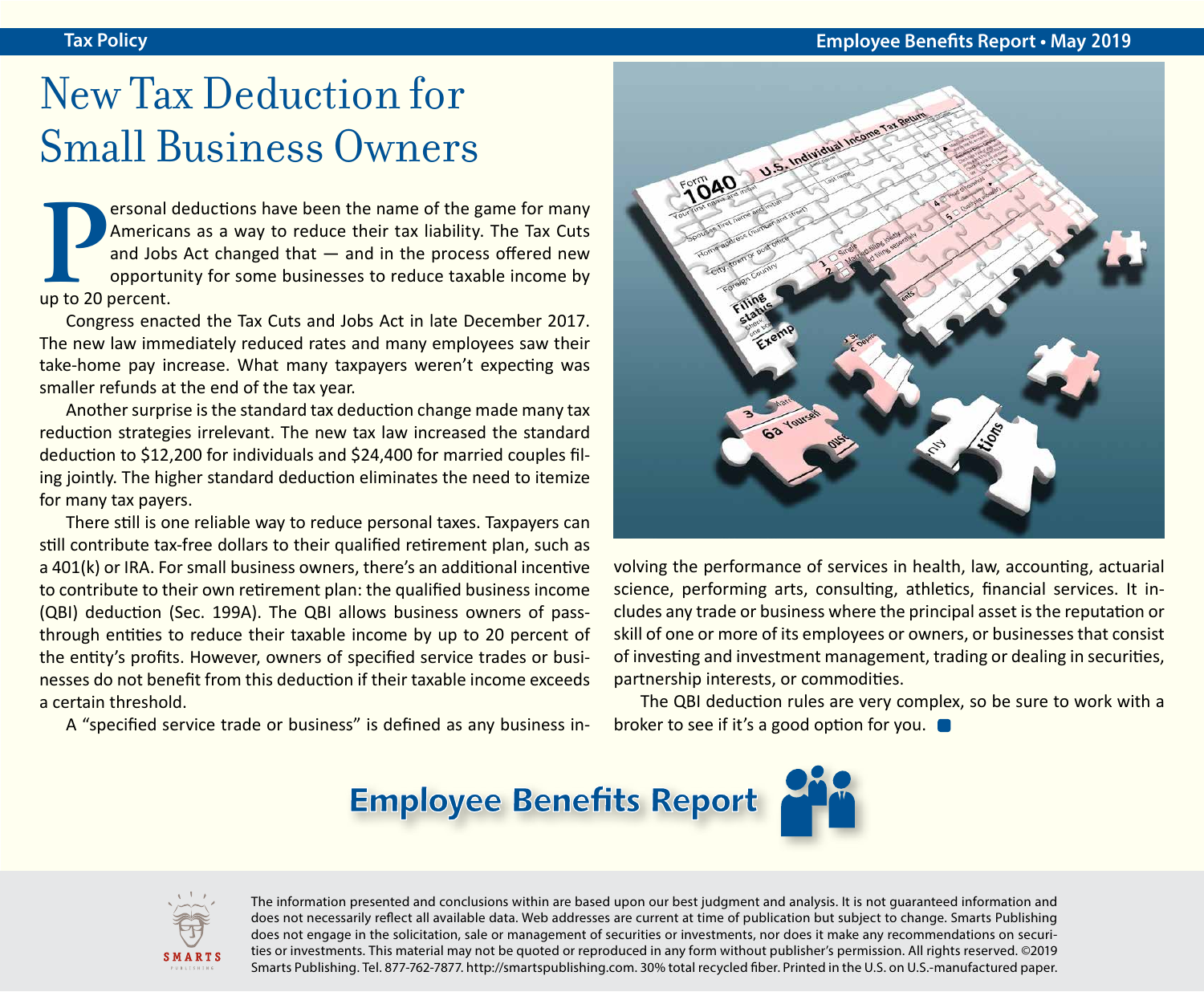# New Tax Deduction for Small Business Owners

Personal deductions have been the name of the game for many Americans as a way to reduce their tax liability. The Tax Cuts and Jobs Act changed that — and in the process offered new opportunity for some businesses to reduce taxable income by up to 20 percent.

Congress enacted the Tax Cuts and Jobs Act in late December 2017. The new law immediately reduced rates and many employees saw their take-home pay increase. What many taxpayers weren't expecting was smaller refunds at the end of the tax year.

Another surprise is the standard tax deduction change made many tax reduction strategies irrelevant. The new tax law increased the standard deduction to $12,200 for individuals and $24,400 for married couples filing jointly. The higher standard deduction eliminates the need to itemize for many tax payers.

There still is one reliable way to reduce personal taxes. Taxpayers can still contribute tax-free dollars to their qualified retirement plan, such as a 401(k) or IRA. For small business owners, there's an additional incentive to contribute to their own retirement plan: the qualified business income (QBI) deduction (Sec. 199A). The QBI allows business owners of pass-through entities to reduce their taxable income by up to 20 percent of the entity's profits. However, owners of specified service trades or businesses do not benefit from this deduction if their taxable income exceeds a certain threshold.

A "specified service trade or business" is defined as any business involving the performance of services in health, law, accounting, actuarial science, performing arts, consulting, athletics, financial services. It includes any trade or business where the principal asset is the reputation or skill of one or more of its employees or owners, or businesses that consist of investing and investment management, trading or dealing in securities, partnership interests, or commodities.

The QBI deduction rules are very complex, so be sure to work with a broker to see if it's a good option for you.

**Employee Benefits Report**

The information presented and conclusions within are based upon our best judgment and analysis. It is not guaranteed information and does not necessarily reflect all available data. Web addresses are current at time of publication but subject to change. Smarts Publishing does not engage in the solicitation, sale or management of securities or investments, nor does it make any recommendations on securities or investments. This material may not be quoted or reproduced in any form without publisher's permission. All rights reserved. ©2019 Smarts Publishing. Tel. 877-762-7877. http://smartspublishing.com. 30% total recycled fiber. Printed in the U.S. on U.S.-manufactured paper.